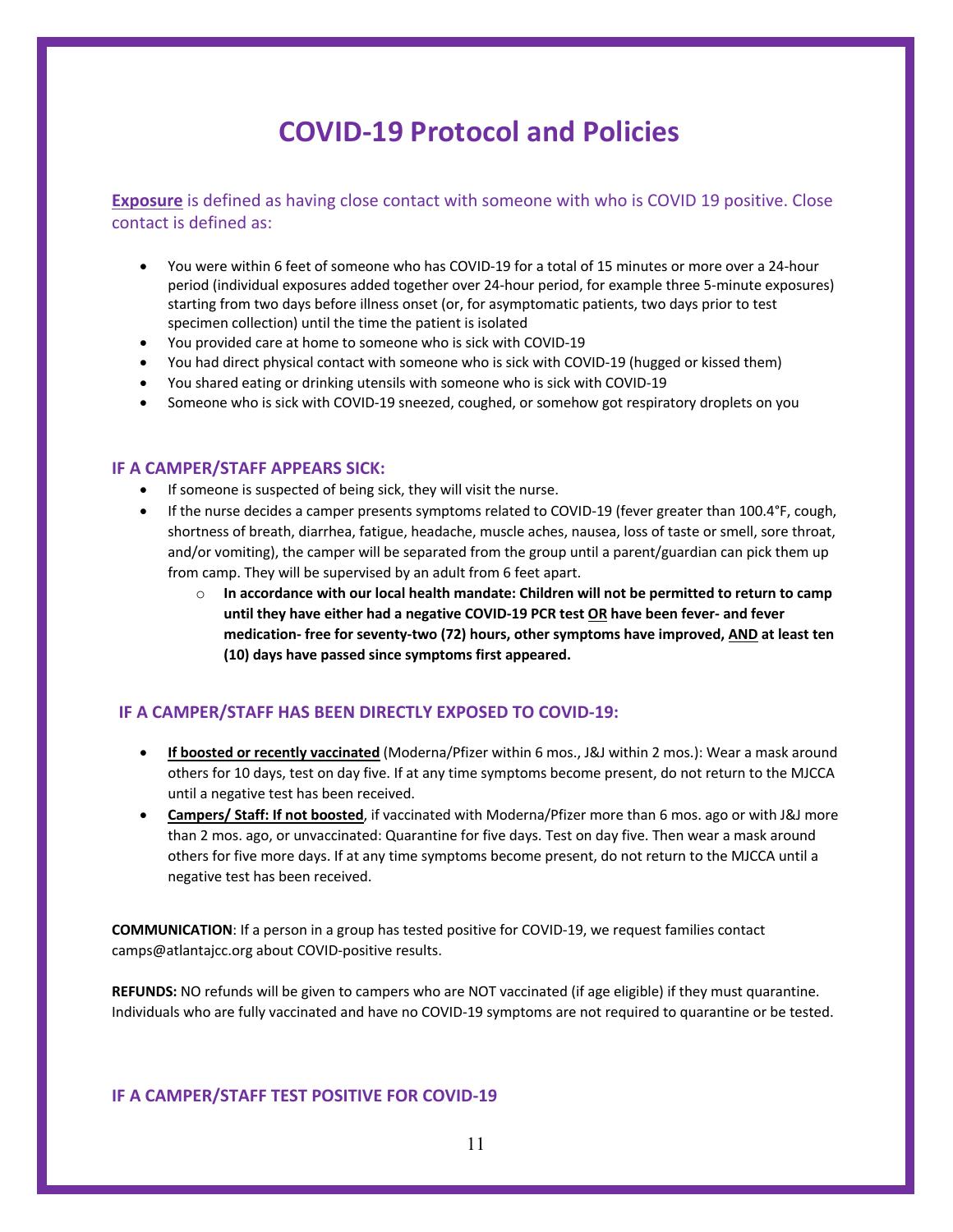# COVID-19 Protocol and Policies

**Exposure** is defined as having close contact with someone with who is COVID 19 positive. Close contact is defined as:

- You were within 6 feet of someone who has COVID-19 for a total of 15 minutes or more over a 24-hour period (individual exposures added together over 24-hour period, for example three 5-minute exposures) starting from two days before illness onset (or, for asymptomatic patients, two days prior to test specimen collection) until the time the patient is isolated
- You provided care at home to someone who is sick with COVID-19
- You had direct physical contact with someone who is sick with COVID-19 (hugged or kissed them)
- You shared eating or drinking utensils with someone who is sick with COVID-19
- Someone who is sick with COVID-19 sneezed, coughed, or somehow got respiratory droplets on you

### IF A CAMPER/STAFF APPEARS SICK:

- If someone is suspected of being sick, they will visit the nurse.
- If the nurse decides a camper presents symptoms related to COVID-19 (fever greater than 100.4°F, cough, shortness of breath, diarrhea, fatigue, headache, muscle aches, nausea, loss of taste or smell, sore throat, and/or vomiting), the camper will be separated from the group until a parent/guardian can pick them up from camp. They will be supervised by an adult from 6 feet apart.
    - **In accordance with our local health mandate: Children will not be permitted to return to camp until they have either had a negative COVID-19 PCR test OR have been fever- and fever medication- free for seventy-two (72) hours, other symptoms have improved, AND at least ten (10) days have passed since symptoms first appeared.**

### IF A CAMPER/STAFF HAS BEEN DIRECTLY EXPOSED TO COVID-19:

- **If boosted or recently vaccinated** (Moderna/Pfizer within 6 mos., J&J within 2 mos.): Wear a mask around others for 10 days, test on day five. If at any time symptoms become present, do not return to the MJCCA until a negative test has been received.
- **Campers/ Staff: If not boosted**, if vaccinated with Moderna/Pfizer more than 6 mos. ago or with J&J more than 2 mos. ago, or unvaccinated: Quarantine for five days. Test on day five. Then wear a mask around others for five more days. If at any time symptoms become present, do not return to the MJCCA until a negative test has been received.

**COMMUNICATION**: If a person in a group has tested positive for COVID-19, we request families contact camps@atlantajcc.org about COVID-positive results.

**REFUNDS:** NO refunds will be given to campers who are NOT vaccinated (if age eligible) if they must quarantine. Individuals who are fully vaccinated and have no COVID-19 symptoms are not required to quarantine or be tested.

### IF A CAMPER/STAFF TEST POSITIVE FOR COVID-19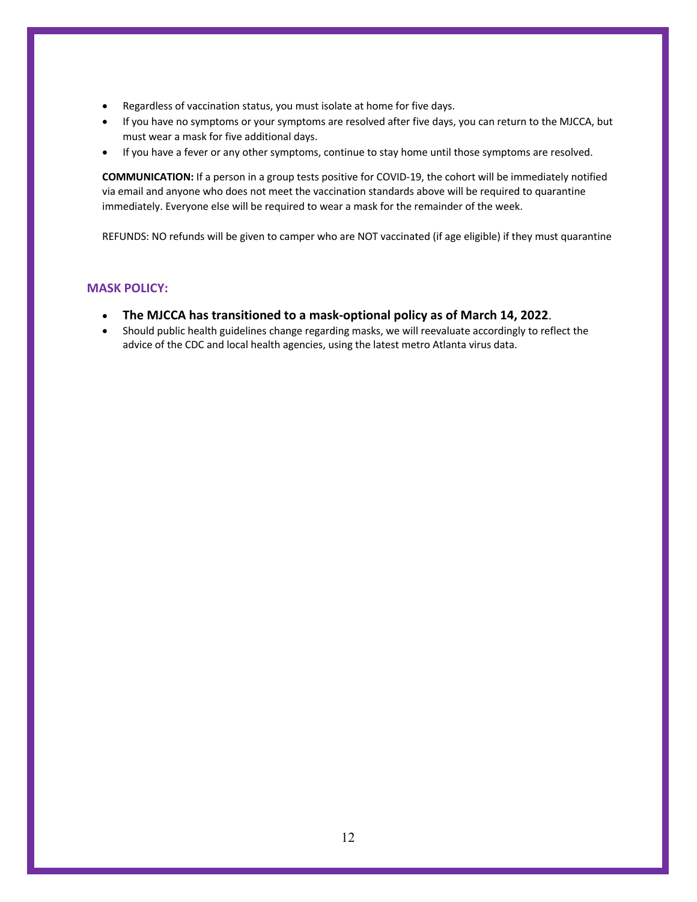- Regardless of vaccination status, you must isolate at home for five days.
- If you have no symptoms or your symptoms are resolved after five days, you can return to the MJCCA, but must wear a mask for five additional days.
- If you have a fever or any other symptoms, continue to stay home until those symptoms are resolved.

**COMMUNICATION:** If a person in a group tests positive for COVID-19, the cohort will be immediately notified via email and anyone who does not meet the vaccination standards above will be required to quarantine immediately. Everyone else will be required to wear a mask for the remainder of the week.

REFUNDS: NO refunds will be given to camper who are NOT vaccinated (if age eligible) if they must quarantine

## MASK POLICY:

- **The MJCCA has transitioned to a mask-optional policy as of March 14, 2022**.
- Should public health guidelines change regarding masks, we will reevaluate accordingly to reflect the advice of the CDC and local health agencies, using the latest metro Atlanta virus data.